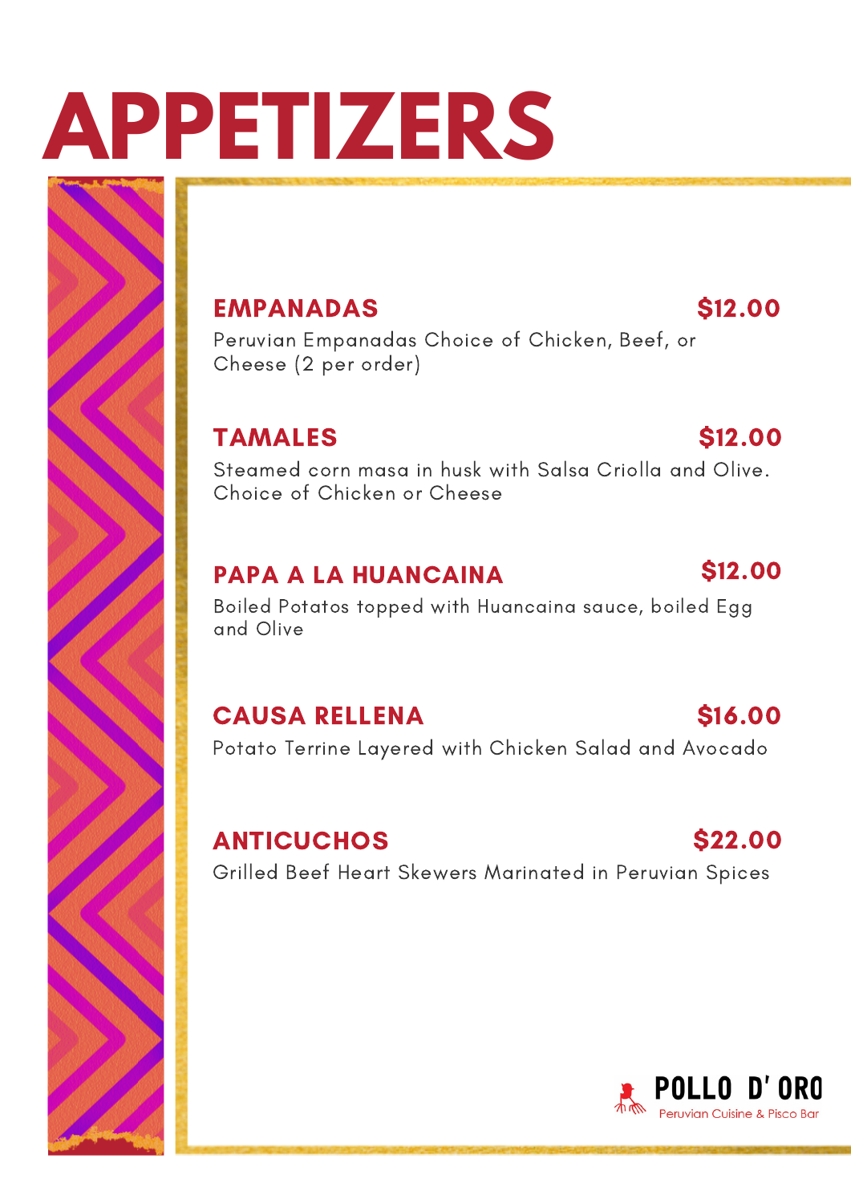# APPETIZERS

## EMPANADAS $12.00

Peruvian Empanadas Choice of Chicken, Beef, or Cheese (2 per order)

## TAMALES $12.00

Steamed corn masa in husk with Salsa Criolla and Olive. Choice of Chicken or Cheese

## PAPA A LA HUANCAINA $12.00

Boiled Potatos topped with Huancaina sauce, boiled Egg and Olive

## CAUSA RELLENA $16.00

Potato Terrine Layered with Chicken Salad and Avocado

## ANTICUCHOS $22.00

Grilled Beef Heart Skewers Marinated in Peruvian Spices

POLLO D' ORO
Peruvian Cuisine & Pisco Bar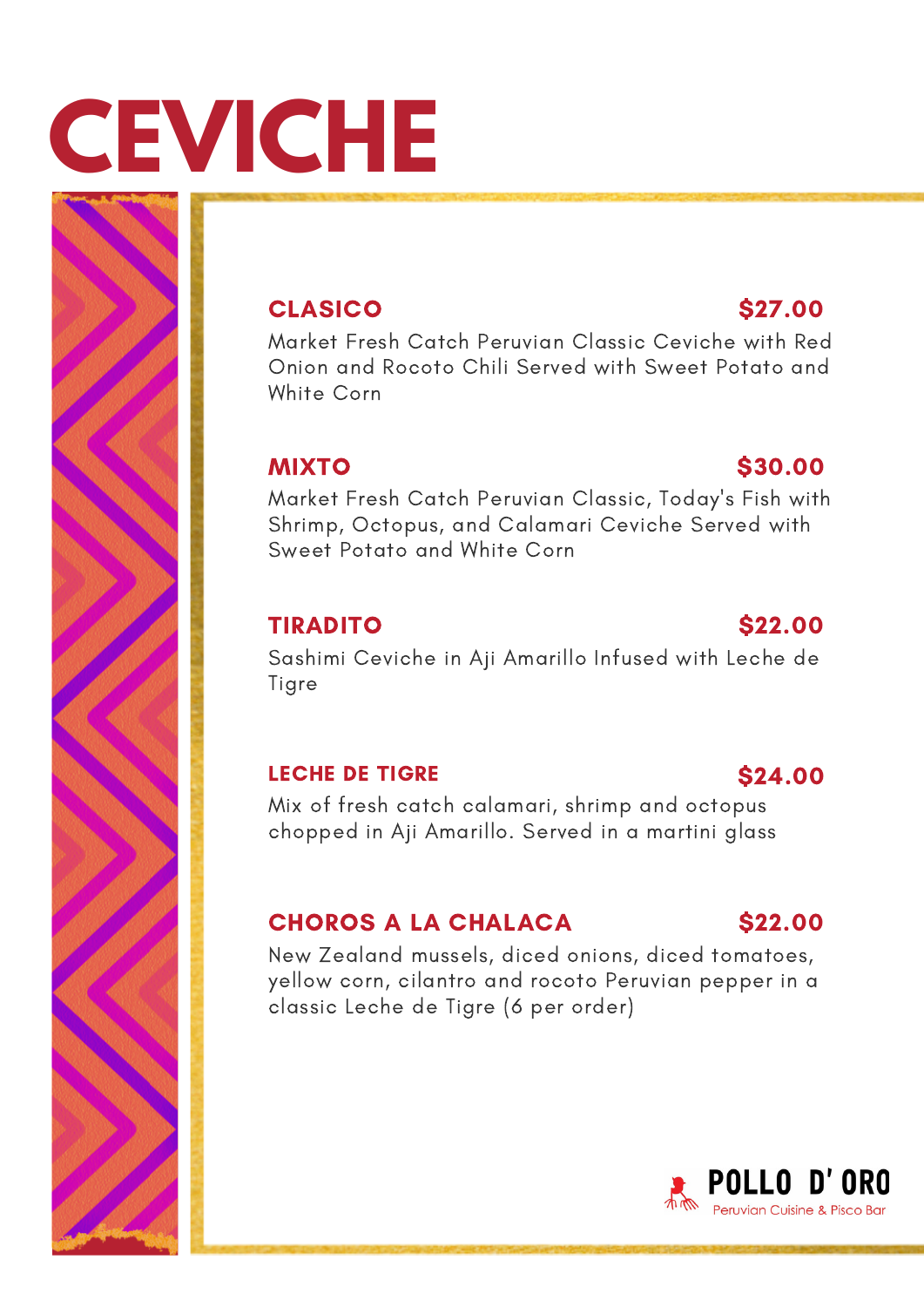# CEVICHE

### CLASICO $27.00

Market Fresh Catch Peruvian Classic Ceviche with Red Onion and Rocoto Chili Served with Sweet Potato and White Corn

### MIXTO $30.00

Market Fresh Catch Peruvian Classic, Today's Fish with Shrimp, Octopus, and Calamari Ceviche Served with Sweet Potato and White Corn

### TIRADITO $22.00

Sashimi Ceviche in Aji Amarillo Infused with Leche de Tigre

### LECHE DE TIGRE $24.00

Mix of fresh catch calamari, shrimp and octopus chopped in Aji Amarillo. Served in a martini glass

### CHOROS A LA CHALACA $22.00

New Zealand mussels, diced onions, diced tomatoes, yellow corn, cilantro and rocoto Peruvian pepper in a classic Leche de Tigre (6 per order)

POLLO D' ORO
Peruvian Cuisine & Pisco Bar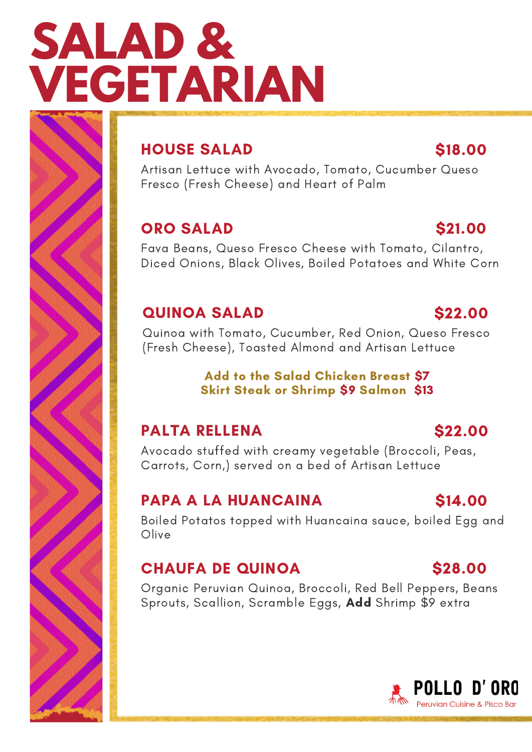# SALAD & VEGETARIAN

## HOUSE SALAD — $18.00

Artisan Lettuce with Avocado, Tomato, Cucumber Queso Fresco (Fresh Cheese) and Heart of Palm

## ORO SALAD — $21.00

Fava Beans, Queso Fresco Cheese with Tomato, Cilantro, Diced Onions, Black Olives, Boiled Potatoes and White Corn

## QUINOA SALAD — $22.00

Quinoa with Tomato, Cucumber, Red Onion, Queso Fresco (Fresh Cheese), Toasted Almond and Artisan Lettuce

**Add to the Salad Chicken Breast $7**
**Skirt Steak or Shrimp $9 Salmon $13**

## PALTA RELLENA — $22.00

Avocado stuffed with creamy vegetable (Broccoli, Peas, Carrots, Corn,) served on a bed of Artisan Lettuce

## PAPA A LA HUANCAINA — $14.00

Boiled Potatos topped with Huancaina sauce, boiled Egg and Olive

## CHAUFA DE QUINOA — $28.00

Organic Peruvian Quinoa, Broccoli, Red Bell Peppers, Beans Sprouts, Scallion, Scramble Eggs, **Add** Shrimp $9 extra

POLLO D' ORO
Peruvian Cuisine & Pisco Bar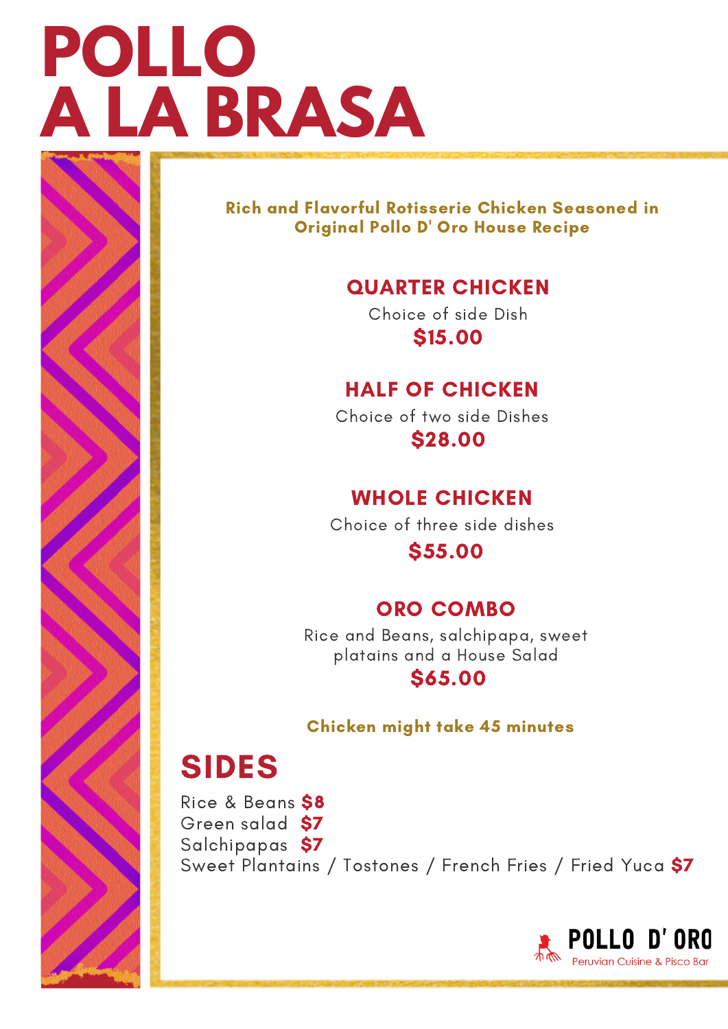# POLLO A LA BRASA

**Rich and Flavorful Rotisserie Chicken Seasoned in Original Pollo D' Oro House Recipe**

### QUARTER CHICKEN

Choice of side Dish

**$15.00**

### HALF OF CHICKEN

Choice of two side Dishes

**$28.00**

### WHOLE CHICKEN

Choice of three side dishes

**$55.00**

### ORO COMBO

Rice and Beans, salchipapa, sweet platains and a House Salad

**$65.00**

**Chicken might take 45 minutes**

## SIDES

Rice & Beans **$8**
Green salad **$7**
Salchipapas **$7**
Sweet Plantains / Tostones / French Fries / Fried Yuca **$7**

POLLO D' ORO
Peruvian Cuisine & Pisco Bar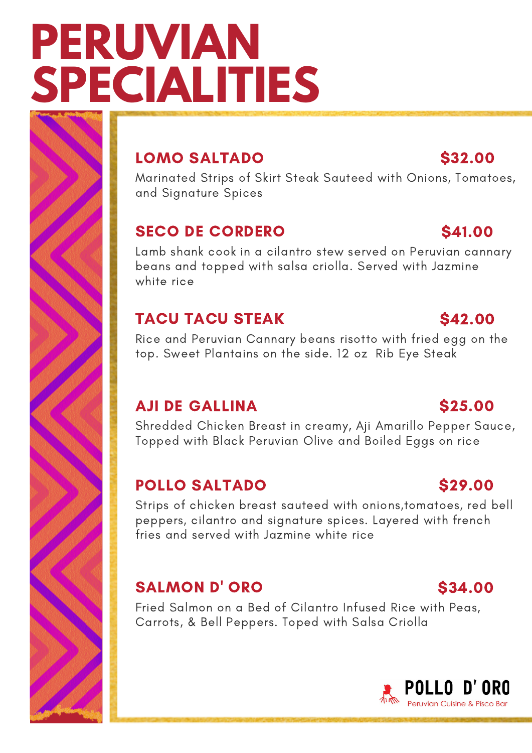# PERUVIAN SPECIALITIES

## LOMO SALTADO — $32.00

Marinated Strips of Skirt Steak Sauteed with Onions, Tomatoes, and Signature Spices

## SECO DE CORDERO — $41.00

Lamb shank cook in a cilantro stew served on Peruvian cannary beans and topped with salsa criolla. Served with Jazmine white rice

## TACU TACU STEAK — $42.00

Rice and Peruvian Cannary beans risotto with fried egg on the top. Sweet Plantains on the side. 12 oz Rib Eye Steak

## AJI DE GALLINA — $25.00

Shredded Chicken Breast in creamy, Aji Amarillo Pepper Sauce, Topped with Black Peruvian Olive and Boiled Eggs on rice

## POLLO SALTADO — $29.00

Strips of chicken breast sauteed with onions,tomatoes, red bell peppers, cilantro and signature spices. Layered with french fries and served with Jazmine white rice

## SALMON D' ORO — $34.00

Fried Salmon on a Bed of Cilantro Infused Rice with Peas, Carrots, & Bell Peppers. Toped with Salsa Criolla

**POLLO D' ORO**
Peruvian Cuisine & Pisco Bar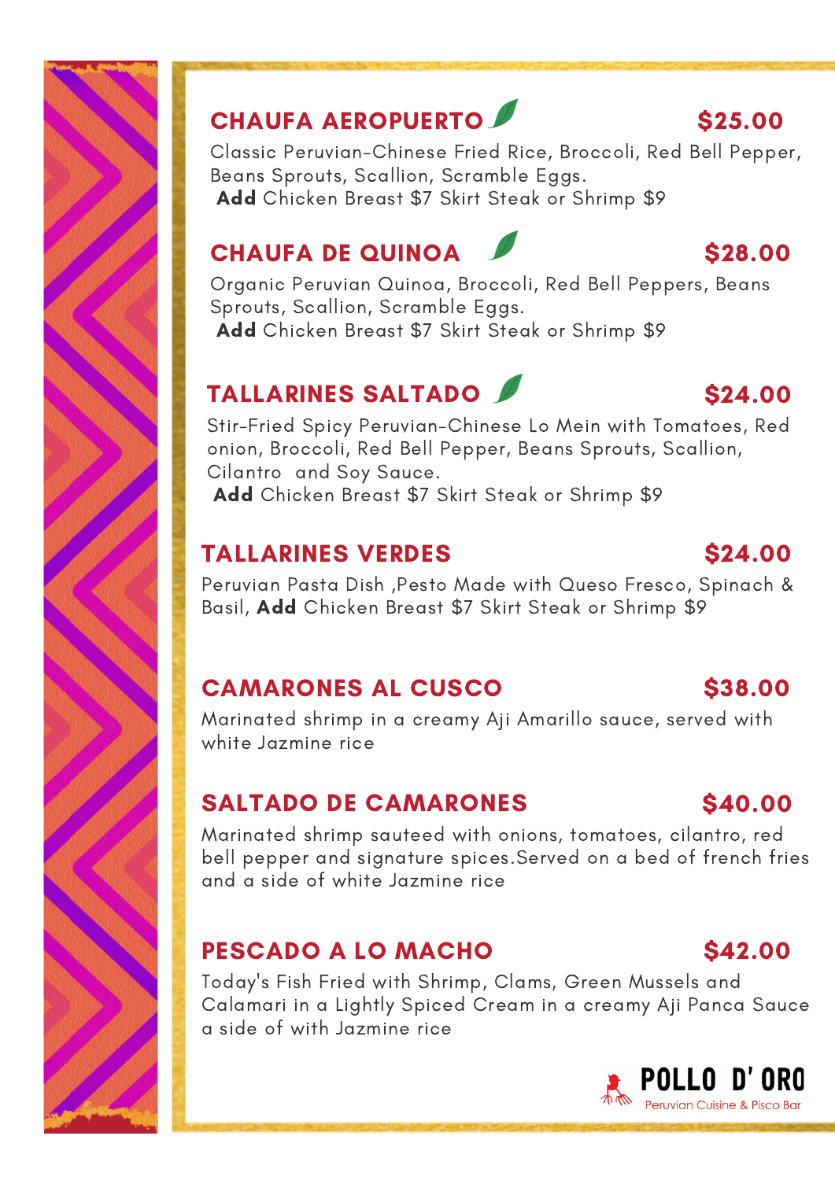## CHAUFA AEROPUERTO $25.00

Classic Peruvian-Chinese Fried Rice, Broccoli, Red Bell Pepper, Beans Sprouts, Scallion, Scramble Eggs.
**Add** Chicken Breast $7 Skirt Steak or Shrimp $9

## CHAUFA DE QUINOA $28.00

Organic Peruvian Quinoa, Broccoli, Red Bell Peppers, Beans Sprouts, Scallion, Scramble Eggs.
**Add** Chicken Breast $7 Skirt Steak or Shrimp $9

## TALLARINES SALTADO $24.00

Stir-Fried Spicy Peruvian-Chinese Lo Mein with Tomatoes, Red onion, Broccoli, Red Bell Pepper, Beans Sprouts, Scallion, Cilantro and Soy Sauce.
**Add** Chicken Breast $7 Skirt Steak or Shrimp $9

## TALLARINES VERDES $24.00

Peruvian Pasta Dish ,Pesto Made with Queso Fresco, Spinach & Basil, **Add** Chicken Breast $7 Skirt Steak or Shrimp $9

## CAMARONES AL CUSCO $38.00

Marinated shrimp in a creamy Aji Amarillo sauce, served with white Jazmine rice

## SALTADO DE CAMARONES $40.00

Marinated shrimp sauteed with onions, tomatoes, cilantro, red bell pepper and signature spices.Served on a bed of french fries and a side of white Jazmine rice

## PESCADO A LO MACHO $42.00

Today's Fish Fried with Shrimp, Clams, Green Mussels and Calamari in a Lightly Spiced Cream in a creamy Aji Panca Sauce a side of with Jazmine rice

POLLO D' ORO
Peruvian Cuisine & Pisco Bar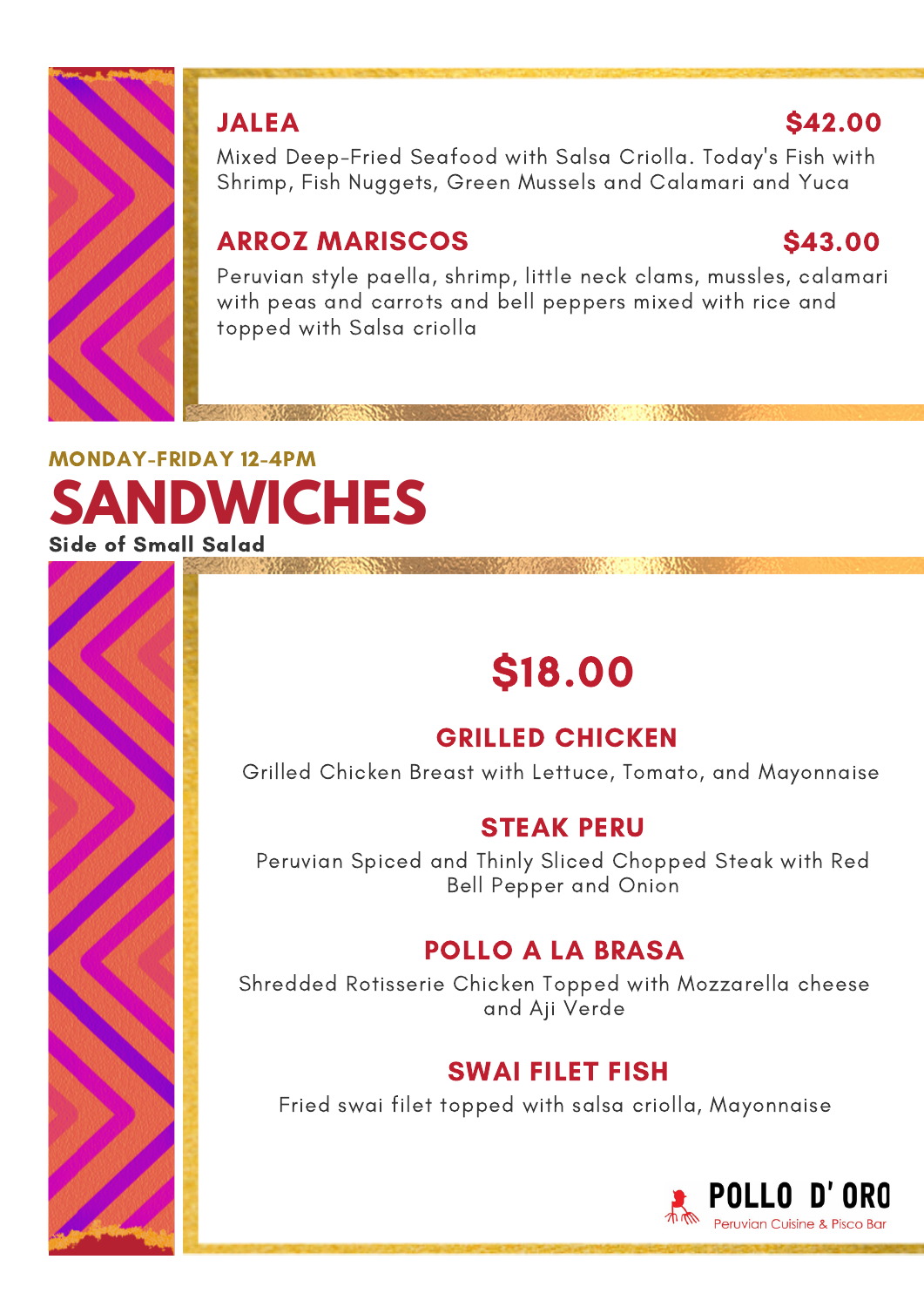### JALEA $42.00

Mixed Deep-Fried Seafood with Salsa Criolla. Today's Fish with Shrimp, Fish Nuggets, Green Mussels and Calamari and Yuca

### ARROZ MARISCOS $43.00

Peruvian style paella, shrimp, little neck clams, mussles, calamari with peas and carrots and bell peppers mixed with rice and topped with Salsa criolla

MONDAY-FRIDAY 12-4PM

# SANDWICHES

**Side of Small Salad**

## $18.00

### GRILLED CHICKEN

Grilled Chicken Breast with Lettuce, Tomato, and Mayonnaise

### STEAK PERU

Peruvian Spiced and Thinly Sliced Chopped Steak with Red Bell Pepper and Onion

### POLLO A LA BRASA

Shredded Rotisserie Chicken Topped with Mozzarella cheese and Aji Verde

### SWAI FILET FISH

Fried swai filet topped with salsa criolla, Mayonnaise

POLLO D' ORO
Peruvian Cuisine & Pisco Bar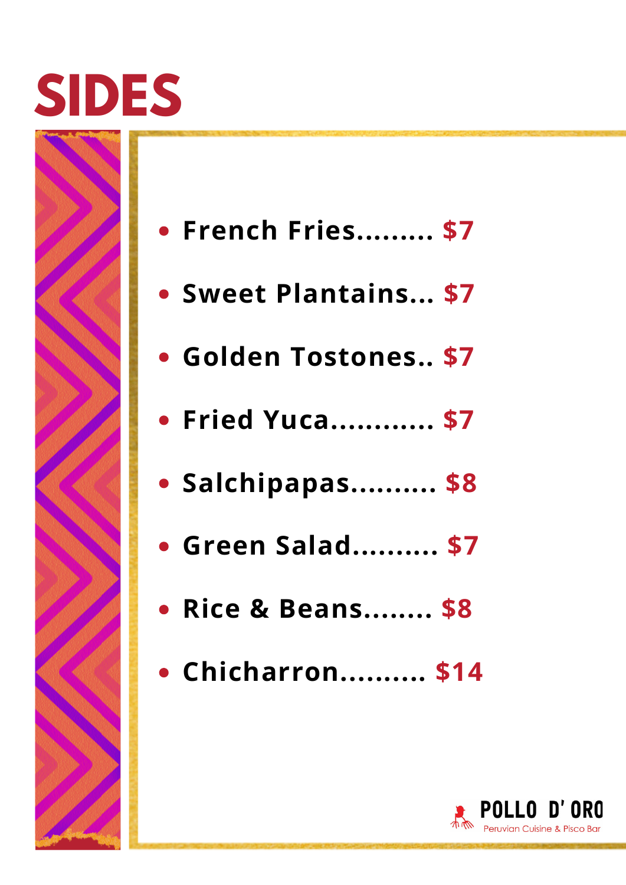# SIDES

- **French Fries......... $7**
- **Sweet Plantains... $7**
- **Golden Tostones.. $7**
- **Fried Yuca........... $7**
- **Salchipapas.......... $8**
- **Green Salad.......... $7**
- **Rice & Beans........ $8**
- **Chicharron.......... $14**

POLLO D' ORO
Peruvian Cuisine & Pisco Bar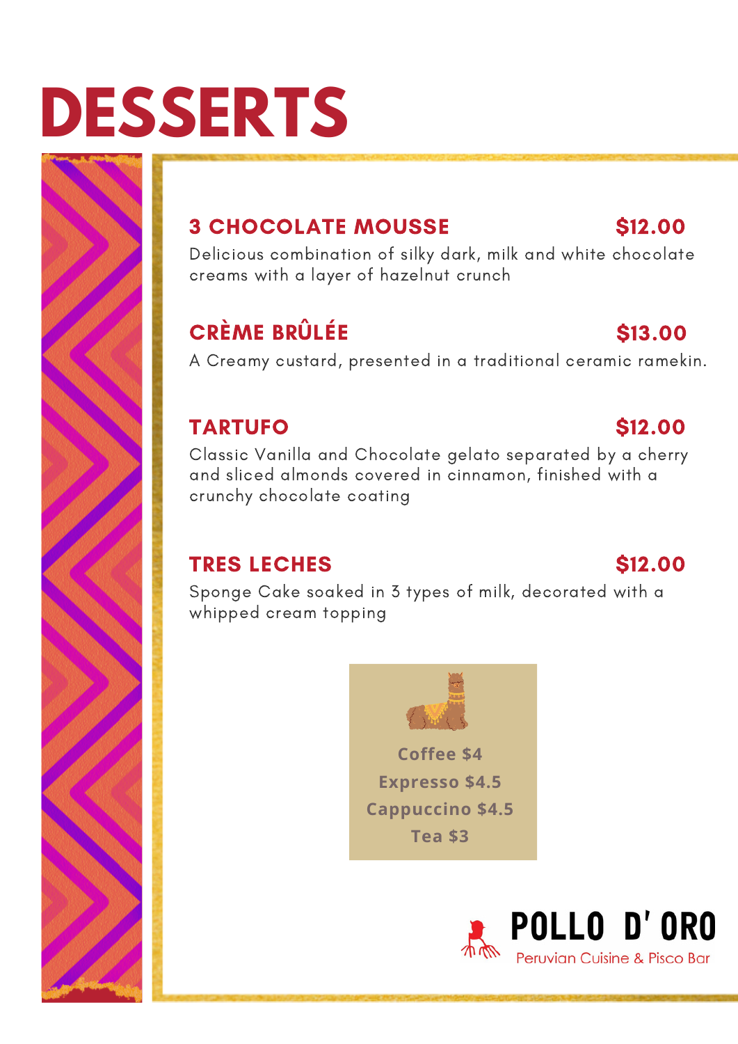# DESSERTS

## 3 CHOCOLATE MOUSSE $12.00

Delicious combination of silky dark, milk and white chocolate creams with a layer of hazelnut crunch

## CRÈME BRÛLÉE $13.00

A Creamy custard, presented in a traditional ceramic ramekin.

## TARTUFO $12.00

Classic Vanilla and Chocolate gelato separated by a cherry and sliced almonds covered in cinnamon, finished with a crunchy chocolate coating

## TRES LECHES $12.00

Sponge Cake soaked in 3 types of milk, decorated with a whipped cream topping

**Coffee $4**
**Expresso $4.5**
**Cappuccino $4.5**
**Tea $3**

**POLLO D' ORO**
Peruvian Cuisine & Pisco Bar